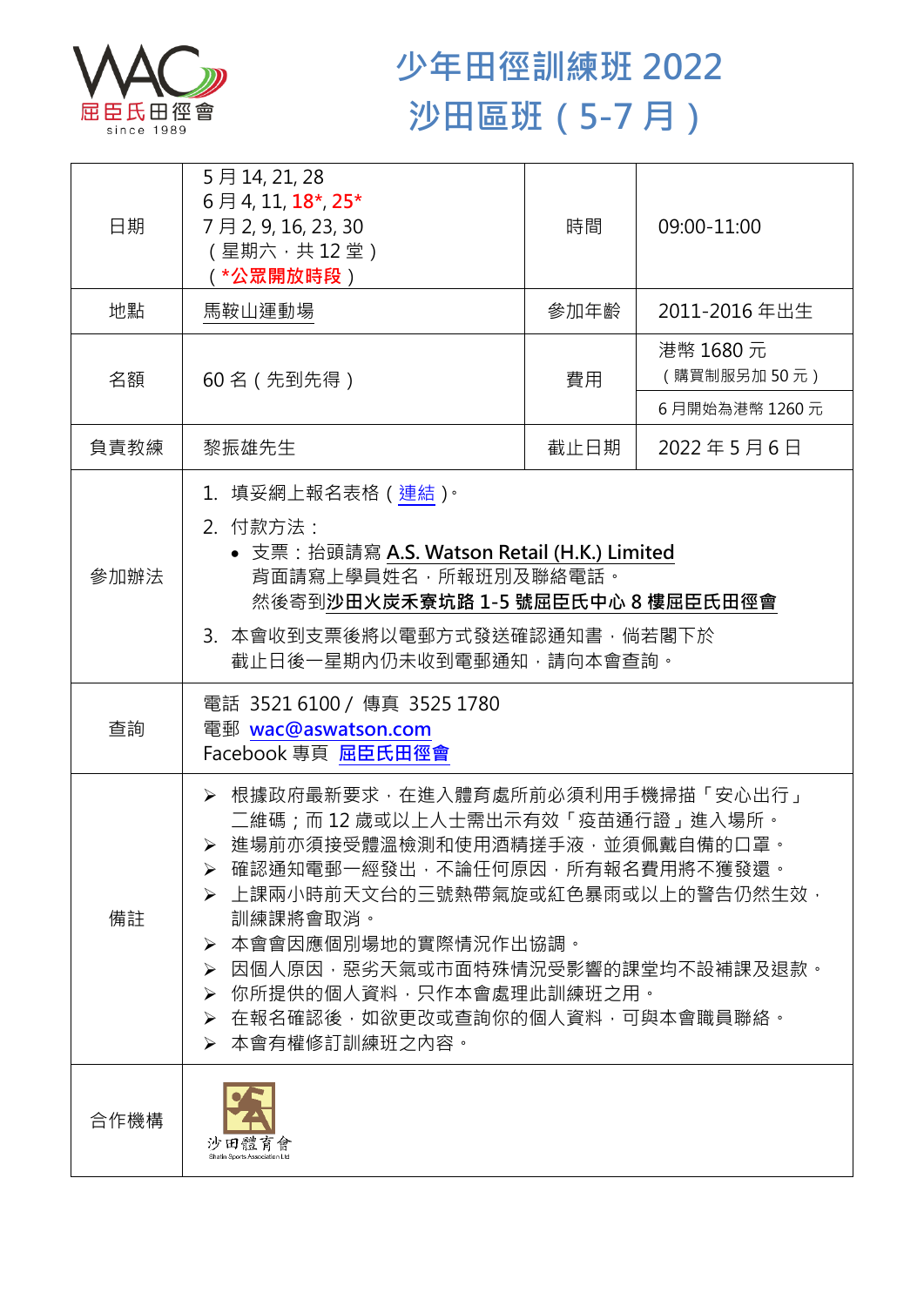# 少年田徑訓練班 2022
# 沙田區班（5-7 月）

| 日期 | 5 月 14, 21, 28<br>6 月 4, 11, 18*, 25*<br>7 月 2, 9, 16, 23, 30<br>（星期六，共 12 堂）<br>（**\*公眾開放時段**） | 時間 | 09:00-11:00 |
|---|---|---|---|
| 地點 | 馬鞍山運動場 | 參加年齡 | 2011-2016 年出生 |
| 名額 | 60 名（先到先得） | 費用 | 港幣 1680 元<br>（購買制服另加 50 元）<br>6 月開始為港幣 1260 元 |
| 負責教練 | 黎振雄先生 | 截止日期 | 2022 年 5 月 6 日 |
| 參加辦法 | 1. 填妥網上報名表格（連結）。<br>2. 付款方法：<br>• 支票：抬頭請寫 **A.S. Watson Retail (H.K.) Limited**<br>背面請寫上學員姓名，所報班別及聯絡電話。<br>然後寄到**沙田火炭禾寮坑路 1-5 號屈臣氏中心 8 樓屈臣氏田徑會**<br>3. 本會收到支票後將以電郵方式發送確認通知書，倘若閣下於截止日後一星期內仍未收到電郵通知，請向本會查詢。 | | |
| 查詢 | 電話 3521 6100 / 傳真 3525 1780<br>電郵 wac@aswatson.com<br>Facebook 專頁 屈臣氏田徑會 | | |
| 備註 | ➢ 根據政府最新要求，在進入體育處所前必須利用手機掃描「安心出行」二維碼；而 12 歲或以上人士需出示有效「疫苗通行證」進入場所。<br>➢ 進場前亦須接受體溫檢測和使用酒精搓手液，並須佩戴自備的口罩。<br>➢ 確認通知電郵一經發出，不論任何原因，所有報名費用將不獲發還。<br>➢ 上課兩小時前天文台的三號熱帶氣旋或紅色暴雨或以上的警告仍然生效，訓練課將會取消。<br>➢ 本會會因應個別場地的實際情況作出協調。<br>➢ 因個人原因，惡劣天氣或市面特殊情況受影響的課堂均不設補課及退款。<br>➢ 你所提供的個人資料，只作本會處理此訓練班之用。<br>➢ 在報名確認後，如欲更改或查詢你的個人資料，可與本會職員聯絡。<br>➢ 本會有權修訂訓練班之內容。 | | |
| 合作機構 | 沙田體育會<br>Shatin Sports Association Ltd | | |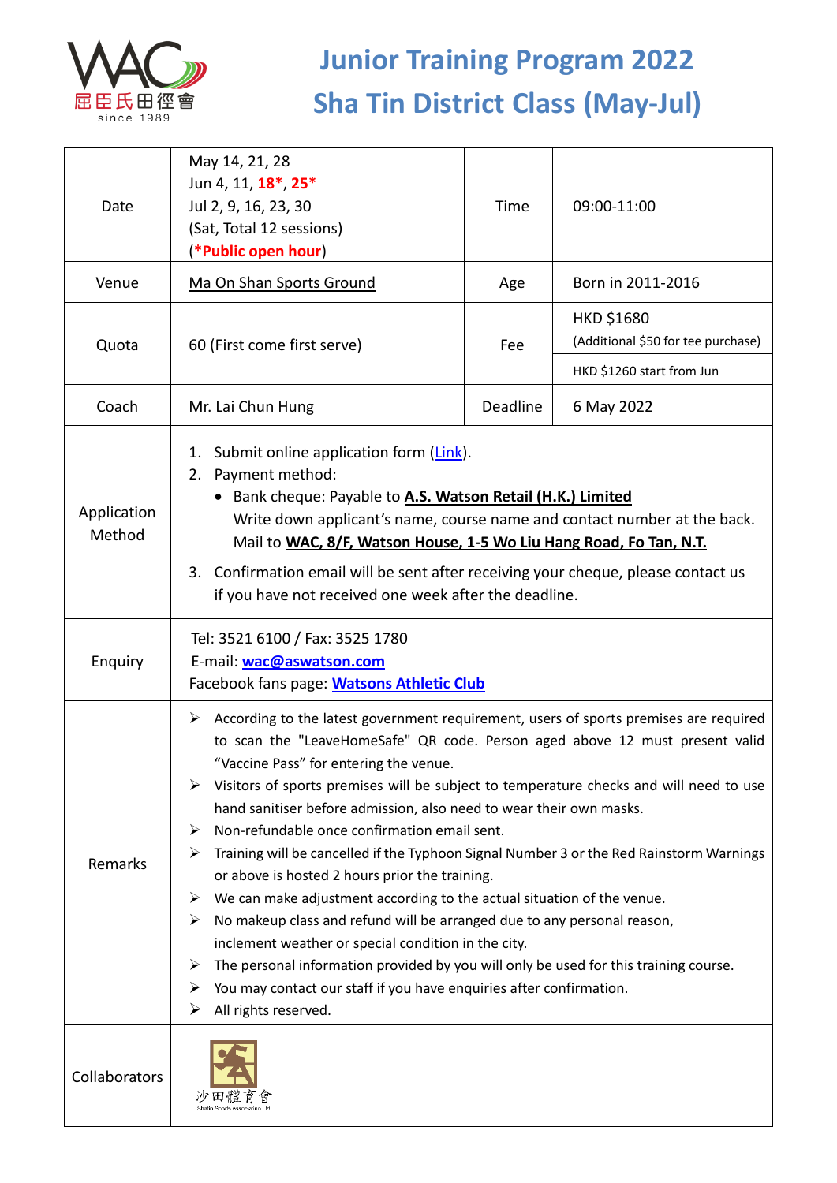# Junior Training Program 2022
# Sha Tin District Class (May-Jul)

| Date | May 14, 21, 28<br>Jun 4, 11, **18***, **25***<br>Jul 2, 9, 16, 23, 30<br>(Sat, Total 12 sessions)<br>(**\*Public open hour**) | Time | 09:00-11:00 |
|---|---|---|---|
| Venue | Ma On Shan Sports Ground | Age | Born in 2011-2016 |
| Quota | 60 (First come first serve) | Fee | HKD $1680<br>(Additional $50 for tee purchase)<br>HKD $1260 start from Jun |
| Coach | Mr. Lai Chun Hung | Deadline | 6 May 2022 |
| Application Method | 1. Submit online application form (Link).<br>2. Payment method:<br>• Bank cheque: Payable to **A.S. Watson Retail (H.K.) Limited**<br>Write down applicant's name, course name and contact number at the back.<br>Mail to **WAC, 8/F, Watson House, 1-5 Wo Liu Hang Road, Fo Tan, N.T.**<br>3. Confirmation email will be sent after receiving your cheque, please contact us if you have not received one week after the deadline. | | |
| Enquiry | Tel: 3521 6100 / Fax: 3525 1780<br>E-mail: **wac@aswatson.com**<br>Facebook fans page: **Watsons Athletic Club** | | |
| Remarks | ➢ According to the latest government requirement, users of sports premises are required to scan the "LeaveHomeSafe" QR code. Person aged above 12 must present valid "Vaccine Pass" for entering the venue.<br>➢ Visitors of sports premises will be subject to temperature checks and will need to use hand sanitiser before admission, also need to wear their own masks.<br>➢ Non-refundable once confirmation email sent.<br>➢ Training will be cancelled if the Typhoon Signal Number 3 or the Red Rainstorm Warnings or above is hosted 2 hours prior the training.<br>➢ We can make adjustment according to the actual situation of the venue.<br>➢ No makeup class and refund will be arranged due to any personal reason, inclement weather or special condition in the city.<br>➢ The personal information provided by you will only be used for this training course.<br>➢ You may contact our staff if you have enquiries after confirmation.<br>➢ All rights reserved. | | |
| Collaborators | 沙田體育會<br>Shatin Sports Association Ltd | | |